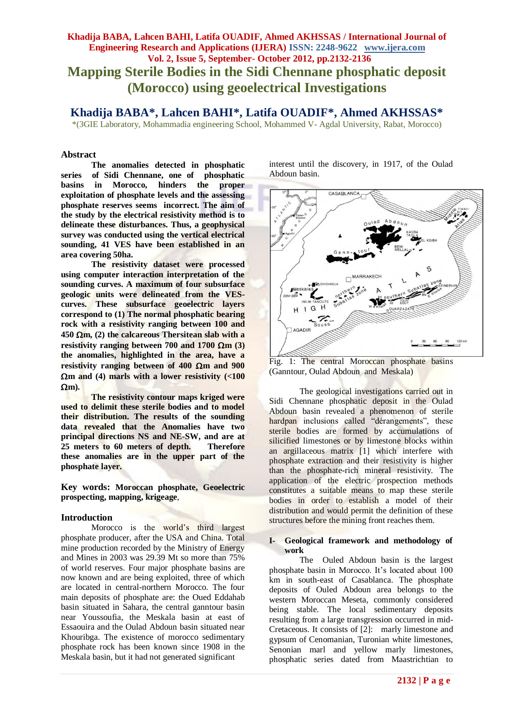# Mapping Sterile Bodies in the Sidi Chennane phosphatic deposit (Morocco) using geoelectrical Investigations

## Khadija BABA*, Lahcen BAHI*, Latifa OUADIF*, Ahmed AKHSSAS*

*(3GIE Laboratory, Mohammadia engineering School, Mohammed V- Agdal University, Rabat, Morocco)

### Abstract

**The anomalies detected in phosphatic series of Sidi Chennane, one of phosphatic basins in Morocco, hinders the proper exploitation of phosphate levels and the assessing phosphate reserves seems incorrect. The aim of the study by the electrical resistivity method is to delineate these disturbances. Thus, a geophysical survey was conducted using the vertical electrical sounding, 41 VES have been established in an area covering 50ha.**

**The resistivity dataset were processed using computer interaction interpretation of the sounding curves. A maximum of four subsurface geologic units were delineated from the VES-curves. These subsurface geoelectric layers correspond to (1) The normal phosphatic bearing rock with a resistivity ranging between 100 and 450 Ωm, (2) the calcareous Thersitean slab with a resistivity ranging between 700 and 1700 Ωm (3) the anomalies, highlighted in the area, have a resistivity ranging between of 400 Ωm and 900 Ωm and (4) marls with a lower resistivity (<100 Ωm).**

**The resistivity contour maps kriged were used to delimit these sterile bodies and to model their distribution. The results of the sounding data revealed that the Anomalies have two principal directions NS and NE-SW, and are at 25 meters to 60 meters of depth. Therefore these anomalies are in the upper part of the phosphate layer.**

**Key words: Moroccan phosphate, Geoelectric prospecting, mapping, krigeage**,

### Introduction

Morocco is the world's third largest phosphate producer, after the USA and China. Total mine production recorded by the Ministry of Energy and Mines in 2003 was 29.39 Mt so more than 75% of world reserves. Four major phosphate basins are now known and are being exploited, three of which are located in central-northern Morocco. The four main deposits of phosphate are: the Oued Eddahab basin situated in Sahara, the central ganntour basin near Youssoufia, the Meskala basin at east of Essaouira and the Oulad Abdoun basin situated near Khouribga. The existence of morocco sedimentary phosphate rock has been known since 1908 in the Meskala basin, but it had not generated significant interest until the discovery, in 1917, of the Oulad Abdoun basin.

Fig. 1: The central Moroccan phosphate basins (Ganntour, Oulad Abdoun and Meskala)

The geological investigations carried out in Sidi Chennane phosphatic deposit in the Oulad Abdoun basin revealed a phenomenon of sterile hardpan inclusions called "dérangements", these sterile bodies are formed by accumulations of silicified limestones or by limestone blocks within an argillaceous matrix [1] which interfere with phosphate extraction and their resistivity is higher than the phosphate-rich mineral resistivity. The application of the electric prospection methods constitutes a suitable means to map these sterile bodies in order to establish a model of their distribution and would permit the definition of these structures before the mining front reaches them.

### I- Geological framework and methodology of work

The Ouled Abdoun basin is the largest phosphate basin in Morocco. It's located about 100 km in south-east of Casablanca. The phosphate deposits of Ouled Abdoun area belongs to the western Moroccan Meseta, commonly considered being stable. The local sedimentary deposits resulting from a large transgression occurred in mid-Cretaceous. It consists of [2]: marly limestone and gypsum of Cenomanian, Turonian white limestones, Senonian marl and yellow marly limestones, phosphatic series dated from Maastrichtian to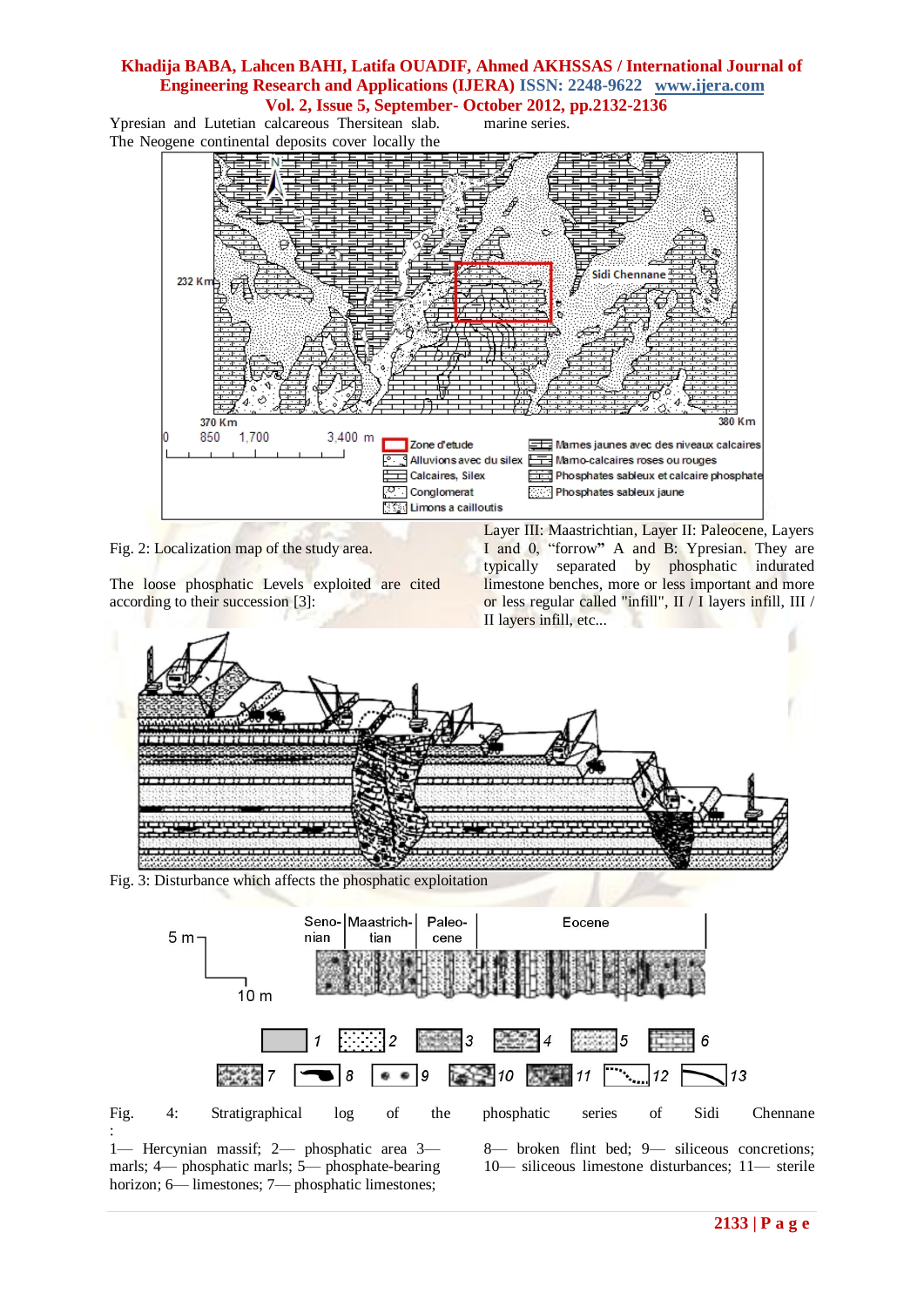Ypresian and Lutetian calcareous Thersitean slab. The Neogene continental deposits cover locally the marine series.

Fig. 2: Localization map of the study area.

The loose phosphatic Levels exploited are cited according to their succession [3]:

Layer III: Maastrichtian, Layer II: Paleocene, Layers I and 0, "forrow" A and B: Ypresian. They are typically separated by phosphatic indurated limestone benches, more or less important and more or less regular called "infill", II / I layers infill, III / II layers infill, etc...

Fig. 3: Disturbance which affects the phosphatic exploitation

Fig. 4: Stratigraphical log of the phosphatic series of Sidi Chennane :

1— Hercynian massif; 2— phosphatic area 3— marls; 4— phosphatic marls; 5— phosphate-bearing horizon; 6— limestones; 7— phosphatic limestones; 8— broken flint bed; 9— siliceous concretions; 10— siliceous limestone disturbances; 11— sterile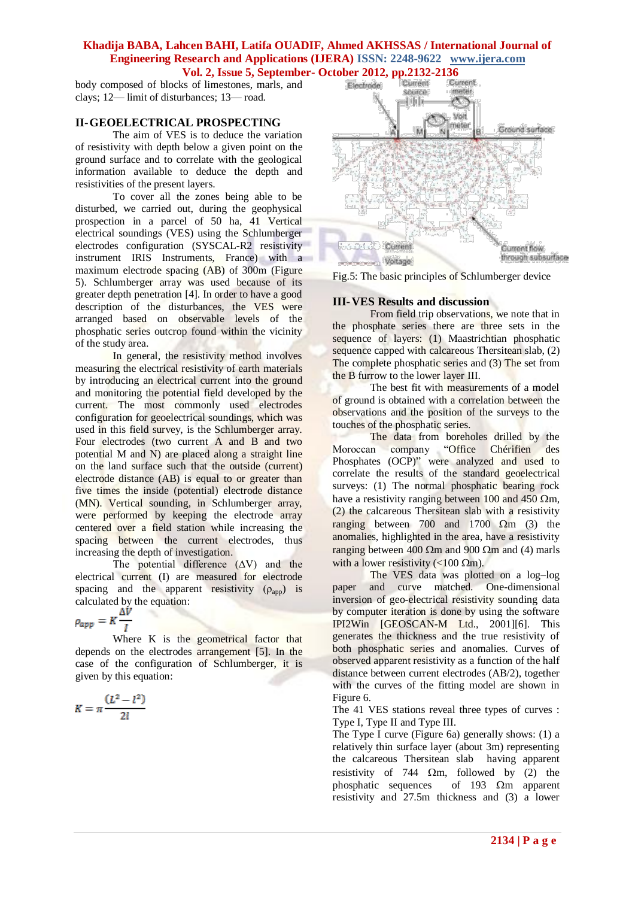body composed of blocks of limestones, marls, and clays; 12— limit of disturbances; 13— road.

## II- GEOELECTRICAL PROSPECTING

The aim of VES is to deduce the variation of resistivity with depth below a given point on the ground surface and to correlate with the geological information available to deduce the depth and resistivities of the present layers.

To cover all the zones being able to be disturbed, we carried out, during the geophysical prospection in a parcel of 50 ha, 41 Vertical electrical soundings (VES) using the Schlumberger electrodes configuration (SYSCAL-R2 resistivity instrument IRIS Instruments, France) with a maximum electrode spacing (AB) of 300m (Figure 5). Schlumberger array was used because of its greater depth penetration [4]. In order to have a good description of the disturbances, the VES were arranged based on observable levels of the phosphatic series outcrop found within the vicinity of the study area.

In general, the resistivity method involves measuring the electrical resistivity of earth materials by introducing an electrical current into the ground and monitoring the potential field developed by the current. The most commonly used electrodes configuration for geoelectrical soundings, which was used in this field survey, is the Schlumberger array. Four electrodes (two current A and B and two potential M and N) are placed along a straight line on the land surface such that the outside (current) electrode distance (AB) is equal to or greater than five times the inside (potential) electrode distance (MN). Vertical sounding, in Schlumberger array, were performed by keeping the electrode array centered over a field station while increasing the spacing between the current electrodes, thus increasing the depth of investigation.

The potential difference ($\Delta V$) and the electrical current ($I$) are measured for electrode spacing and the apparent resistivity ($\rho_{app}$) is calculated by the equation:

$$\rho_{app} = K\frac{\Delta V}{I}$$

Where K is the geometrical factor that depends on the electrodes arrangement [5]. In the case of the configuration of Schlumberger, it is given by this equation:

$$K = \pi\frac{(L^2 - l^2)}{2l}$$

Fig.5: The basic principles of Schlumberger device

## III- VES Results and discussion

From field trip observations, we note that in the phosphate series there are three sets in the sequence of layers: (1) Maastrichtian phosphatic sequence capped with calcareous Thersitean slab, (2) The complete phosphatic series and (3) The set from the B furrow to the lower layer III.

The best fit with measurements of a model of ground is obtained with a correlation between the observations and the position of the surveys to the touches of the phosphatic series.

The data from boreholes drilled by the Moroccan company "Office Chérifien des Phosphates (OCP)" were analyzed and used to correlate the results of the standard geoelectrical surveys: (1) The normal phosphatic bearing rock have a resistivity ranging between 100 and 450 Ωm, (2) the calcareous Thersitean slab with a resistivity ranging between 700 and 1700 Ωm (3) the anomalies, highlighted in the area, have a resistivity ranging between 400 Ωm and 900 Ωm and (4) marls with a lower resistivity (<100 Ωm).

The VES data was plotted on a log–log paper and curve matched. One-dimensional inversion of geo-electrical resistivity sounding data by computer iteration is done by using the software IPI2Win [GEOSCAN-M Ltd., 2001][6]. This generates the thickness and the true resistivity of both phosphatic series and anomalies. Curves of observed apparent resistivity as a function of the half distance between current electrodes (AB/2), together with the curves of the fitting model are shown in Figure 6.

The 41 VES stations reveal three types of curves : Type I, Type II and Type III.

The Type I curve (Figure 6a) generally shows: (1) a relatively thin surface layer (about 3m) representing the calcareous Thersitean slab having apparent resistivity of 744 Ωm, followed by (2) the phosphatic sequences of 193 Ωm apparent resistivity and 27.5m thickness and (3) a lower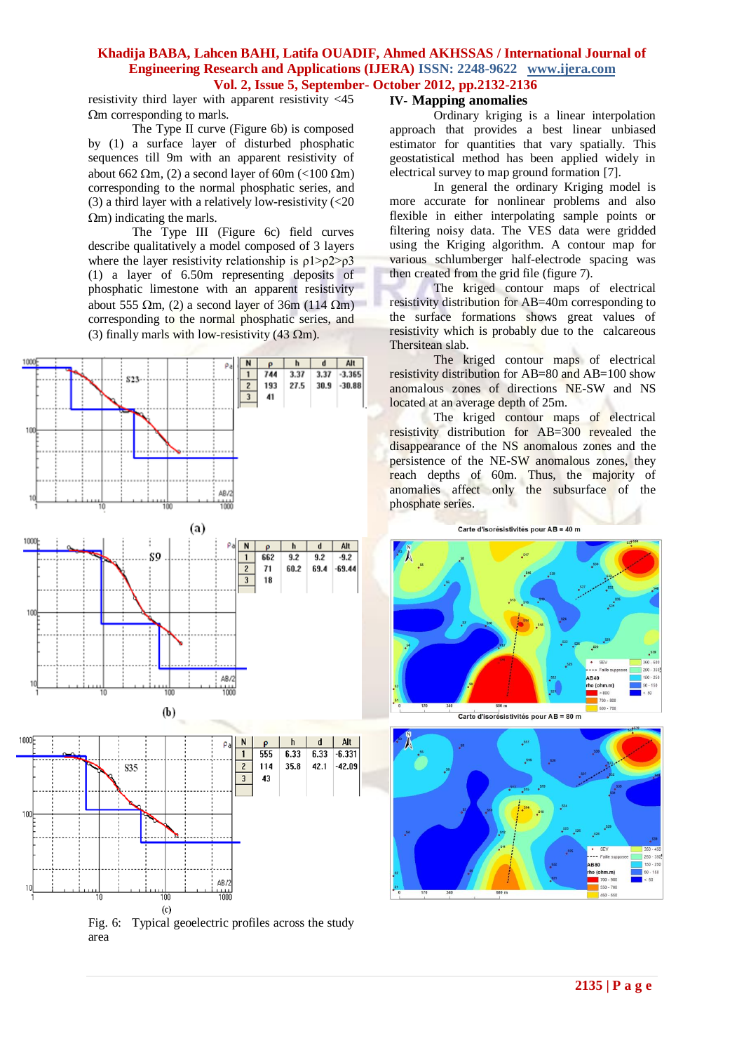resistivity third layer with apparent resistivity <45 Ωm corresponding to marls.

The Type II curve (Figure 6b) is composed by (1) a surface layer of disturbed phosphatic sequences till 9m with an apparent resistivity of about 662 Ωm, (2) a second layer of 60m (<100 Ωm) corresponding to the normal phosphatic series, and (3) a third layer with a relatively low-resistivity (<20 Ωm) indicating the marls.

The Type III (Figure 6c) field curves describe qualitatively a model composed of 3 layers where the layer resistivity relationship is $\rho1>\rho2>\rho3$ (1) a layer of 6.50m representing deposits of phosphatic limestone with an apparent resistivity about 555 Ωm, (2) a second layer of 36m (114 Ωm) corresponding to the normal phosphatic series, and (3) finally marls with low-resistivity (43 Ωm).

(a) S23

| N | ρ | h | d | Alt |
|---|---|---|---|---|
| 1 | 744 | 3.37 | 3.37 | -3.365 |
| 2 | 193 | 27.5 | 30.9 | -30.88 |
| 3 | 41 | | | |

(b) S9

| N | ρ | h | d | Alt |
|---|---|---|---|---|
| 1 | 662 | 9.2 | 9.2 | -9.2 |
| 2 | 71 | 60.2 | 69.4 | -69.44 |
| 3 | 18 | | | |

(c) S35

| N | ρ | h | d | Alt |
|---|---|---|---|---|
| 1 | 555 | 6.33 | 6.33 | -6.331 |
| 2 | 114 | 35.8 | 42.1 | -42.09 |
| 3 | 43 | | | |

Fig. 6: Typical geoelectric profiles across the study area

## IV- Mapping anomalies

Ordinary kriging is a linear interpolation approach that provides a best linear unbiased estimator for quantities that vary spatially. This geostatistical method has been applied widely in electrical survey to map ground formation [7].

In general the ordinary Kriging model is more accurate for nonlinear problems and also flexible in either interpolating sample points or filtering noisy data. The VES data were gridded using the Kriging algorithm. A contour map for various schlumberger half-electrode spacing was then created from the grid file (figure 7).

The kriged contour maps of electrical resistivity distribution for AB=40m corresponding to the surface formations shows great values of resistivity which is probably due to the calcareous Thersitean slab.

The kriged contour maps of electrical resistivity distribution for AB=80 and AB=100 show anomalous zones of directions NE-SW and NS located at an average depth of 25m.

The kriged contour maps of electrical resistivity distribution for AB=300 revealed the disappearance of the NS anomalous zones and the persistence of the NE-SW anomalous zones, they reach depths of 60m. Thus, the majority of anomalies affect only the subsurface of the phosphate series.

Carte d'isorésistivités pour AB = 40 m

Carte d'isorésistivités pour AB = 80 m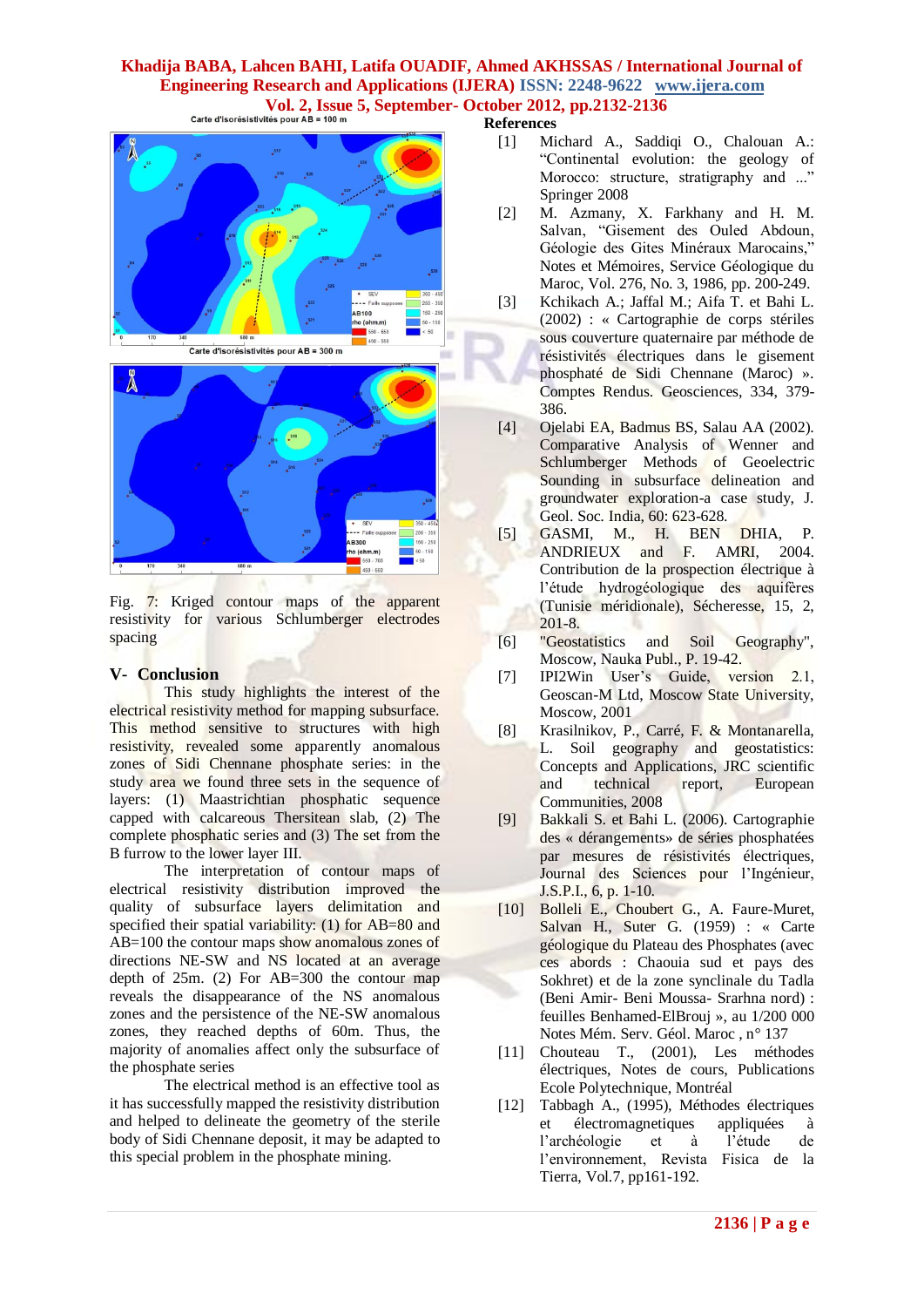Carte d'isorésistivités pour AB = 100 m

Carte d'isorésistivités pour AB = 300 m

Fig. 7: Kriged contour maps of the apparent resistivity for various Schlumberger electrodes spacing

## V- Conclusion

This study highlights the interest of the electrical resistivity method for mapping subsurface. This method sensitive to structures with high resistivity, revealed some apparently anomalous zones of Sidi Chennane phosphate series: in the study area we found three sets in the sequence of layers: (1) Maastrichtian phosphatic sequence capped with calcareous Thersitean slab, (2) The complete phosphatic series and (3) The set from the B furrow to the lower layer III.

The interpretation of contour maps of electrical resistivity distribution improved the quality of subsurface layers delimitation and specified their spatial variability: (1) for AB=80 and AB=100 the contour maps show anomalous zones of directions NE-SW and NS located at an average depth of 25m. (2) For AB=300 the contour map reveals the disappearance of the NS anomalous zones and the persistence of the NE-SW anomalous zones, they reached depths of 60m. Thus, the majority of anomalies affect only the subsurface of the phosphate series

The electrical method is an effective tool as it has successfully mapped the resistivity distribution and helped to delineate the geometry of the sterile body of Sidi Chennane deposit, it may be adapted to this special problem in the phosphate mining.

## References

[1] Michard A., Saddiqi O., Chalouan A.: "Continental evolution: the geology of Morocco: structure, stratigraphy and ..." Springer 2008

[2] M. Azmany, X. Farkhany and H. M. Salvan, "Gisement des Ouled Abdoun, Géologie des Gites Minéraux Marocains," Notes et Mémoires, Service Géologique du Maroc, Vol. 276, No. 3, 1986, pp. 200-249.

[3] Kchikach A.; Jaffal M.; Aifa T. et Bahi L. (2002) : « Cartographie de corps stériles sous couverture quaternaire par méthode de résistivités électriques dans le gisement phosphaté de Sidi Chennane (Maroc) ». Comptes Rendus. Geosciences, 334, 379-386.

[4] Ojelabi EA, Badmus BS, Salau AA (2002). Comparative Analysis of Wenner and Schlumberger Methods of Geoelectric Sounding in subsurface delineation and groundwater exploration-a case study, J. Geol. Soc. India, 60: 623-628.

[5] GASMI, M., H. BEN DHIA, P. ANDRIEUX and F. AMRI, 2004. Contribution de la prospection électrique à l'étude hydrogéologique des aquifères (Tunisie méridionale), Sécheresse, 15, 2, 201-8.

[6] "Geostatistics and Soil Geography", Moscow, Nauka Publ., P. 19-42.

[7] IPI2Win User's Guide, version 2.1, Geoscan-M Ltd, Moscow State University, Moscow, 2001

[8] Krasilnikov, P., Carré, F. & Montanarella, L. Soil geography and geostatistics: Concepts and Applications, JRC scientific and technical report, European Communities, 2008

[9] Bakkali S. et Bahi L. (2006). Cartographie des « dérangements» de séries phosphatées par mesures de résistivités électriques, Journal des Sciences pour l'Ingénieur, J.S.P.I., 6, p. 1-10.

[10] Bolleli E., Choubert G., A. Faure-Muret, Salvan H., Suter G. (1959) : « Carte géologique du Plateau des Phosphates (avec ces abords : Chaouia sud et pays des Sokhret) et de la zone synclinale du Tadla (Beni Amir- Beni Moussa- Srarhna nord) : feuilles Benhamed-ElBrouj », au 1/200 000 Notes Mém. Serv. Géol. Maroc , n° 137

[11] Chouteau T., (2001), Les méthodes électriques, Notes de cours, Publications Ecole Polytechnique, Montréal

[12] Tabbagh A., (1995), Méthodes électriques et électromagnetiques appliquées à l'archéologie et à l'étude de l'environnement, Revista Fisica de la Tierra, Vol.7, pp161-192.